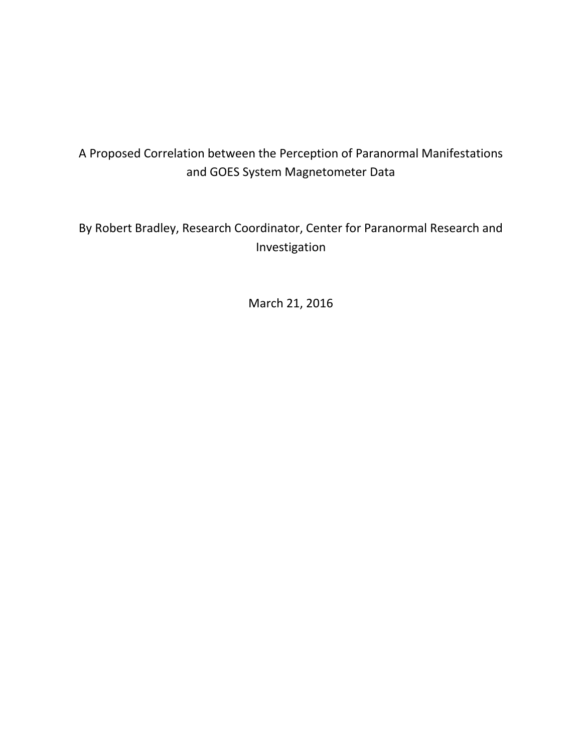# A Proposed Correlation between the Perception of Paranormal Manifestations and GOES System Magnetometer Data

By Robert Bradley, Research Coordinator, Center for Paranormal Research and Investigation

March 21, 2016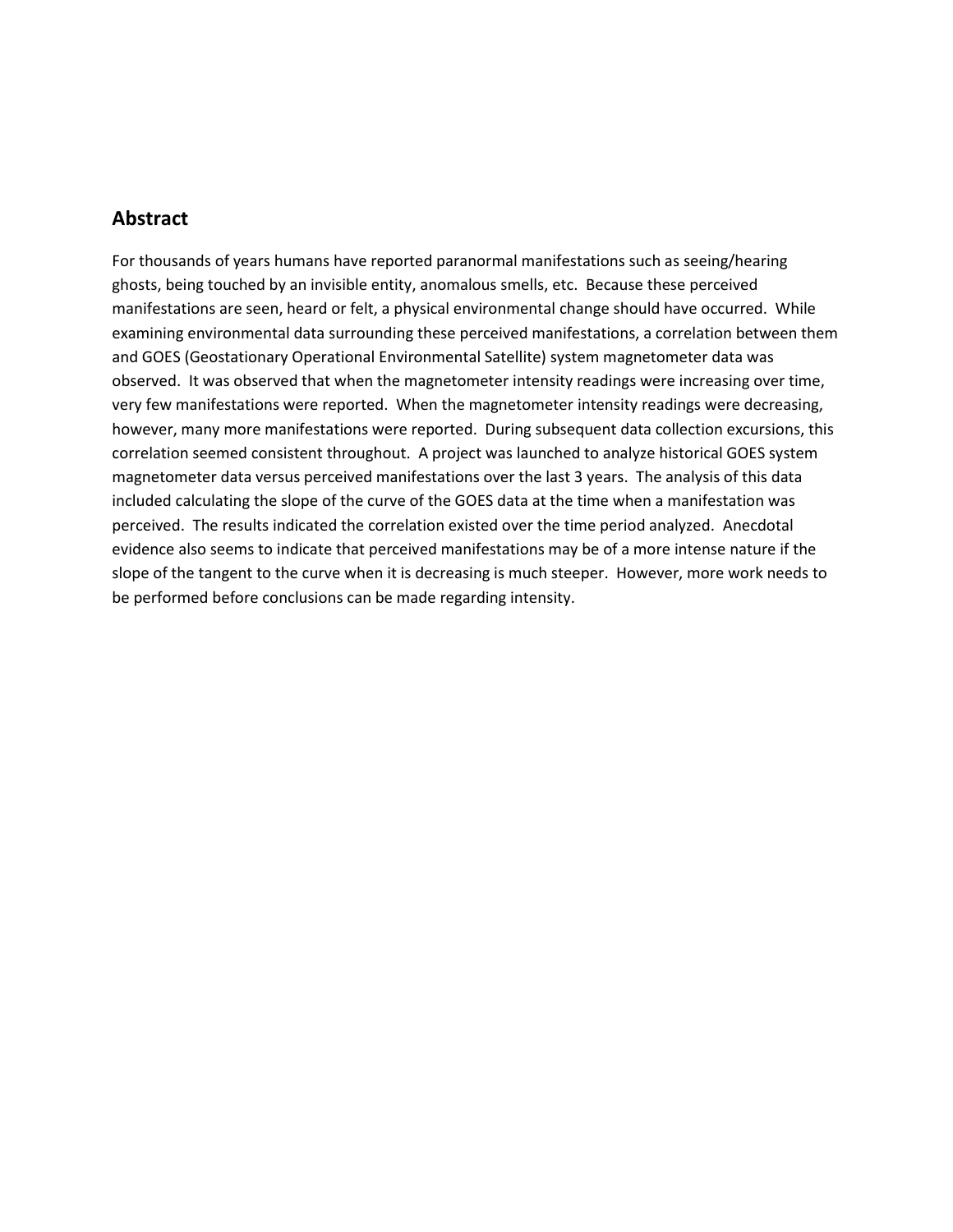## Abstract

For thousands of years humans have reported paranormal manifestations such as seeing/hearing ghosts, being touched by an invisible entity, anomalous smells, etc. Because these perceived manifestations are seen, heard or felt, a physical environmental change should have occurred. While examining environmental data surrounding these perceived manifestations, a correlation between them and GOES (Geostationary Operational Environmental Satellite) system magnetometer data was observed. It was observed that when the magnetometer intensity readings were increasing over time, very few manifestations were reported. When the magnetometer intensity readings were decreasing, however, many more manifestations were reported. During subsequent data collection excursions, this correlation seemed consistent throughout. A project was launched to analyze historical GOES system magnetometer data versus perceived manifestations over the last 3 years. The analysis of this data included calculating the slope of the curve of the GOES data at the time when a manifestation was perceived. The results indicated the correlation existed over the time period analyzed. Anecdotal evidence also seems to indicate that perceived manifestations may be of a more intense nature if the slope of the tangent to the curve when it is decreasing is much steeper. However, more work needs to be performed before conclusions can be made regarding intensity.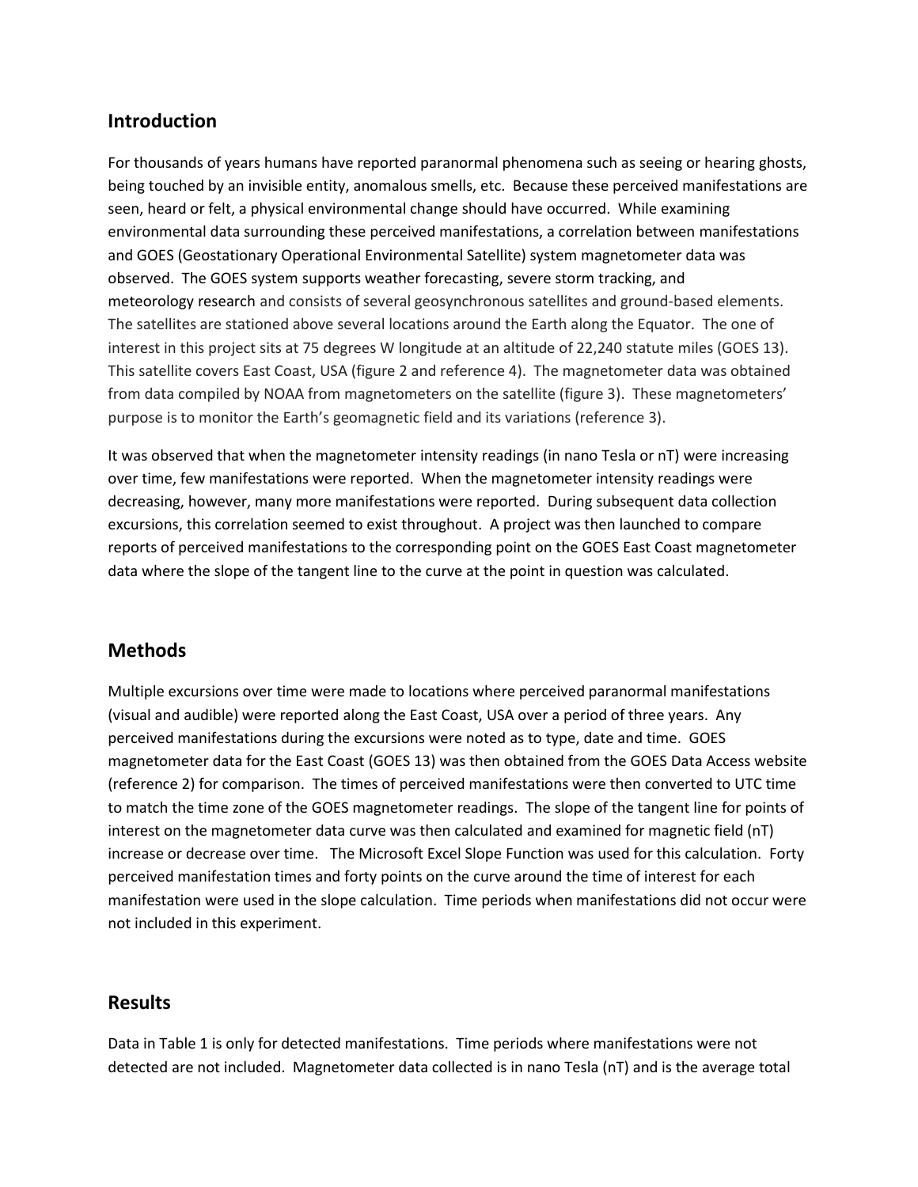## Introduction

For thousands of years humans have reported paranormal phenomena such as seeing or hearing ghosts, being touched by an invisible entity, anomalous smells, etc. Because these perceived manifestations are seen, heard or felt, a physical environmental change should have occurred. While examining environmental data surrounding these perceived manifestations, a correlation between manifestations and GOES (Geostationary Operational Environmental Satellite) system magnetometer data was observed. The GOES system supports weather forecasting, severe storm tracking, and meteorology research and consists of several geosynchronous satellites and ground-based elements. The satellites are stationed above several locations around the Earth along the Equator. The one of interest in this project sits at 75 degrees W longitude at an altitude of 22,240 statute miles (GOES 13). This satellite covers East Coast, USA (figure 2 and reference 4). The magnetometer data was obtained from data compiled by NOAA from magnetometers on the satellite (figure 3). These magnetometers' purpose is to monitor the Earth's geomagnetic field and its variations (reference 3).

It was observed that when the magnetometer intensity readings (in nano Tesla or nT) were increasing over time, few manifestations were reported. When the magnetometer intensity readings were decreasing, however, many more manifestations were reported. During subsequent data collection excursions, this correlation seemed to exist throughout. A project was then launched to compare reports of perceived manifestations to the corresponding point on the GOES East Coast magnetometer data where the slope of the tangent line to the curve at the point in question was calculated.

## Methods

Multiple excursions over time were made to locations where perceived paranormal manifestations (visual and audible) were reported along the East Coast, USA over a period of three years. Any perceived manifestations during the excursions were noted as to type, date and time. GOES magnetometer data for the East Coast (GOES 13) was then obtained from the GOES Data Access website (reference 2) for comparison. The times of perceived manifestations were then converted to UTC time to match the time zone of the GOES magnetometer readings. The slope of the tangent line for points of interest on the magnetometer data curve was then calculated and examined for magnetic field (nT) increase or decrease over time. The Microsoft Excel Slope Function was used for this calculation. Forty perceived manifestation times and forty points on the curve around the time of interest for each manifestation were used in the slope calculation. Time periods when manifestations did not occur were not included in this experiment.

## Results

Data in Table 1 is only for detected manifestations. Time periods where manifestations were not detected are not included. Magnetometer data collected is in nano Tesla (nT) and is the average total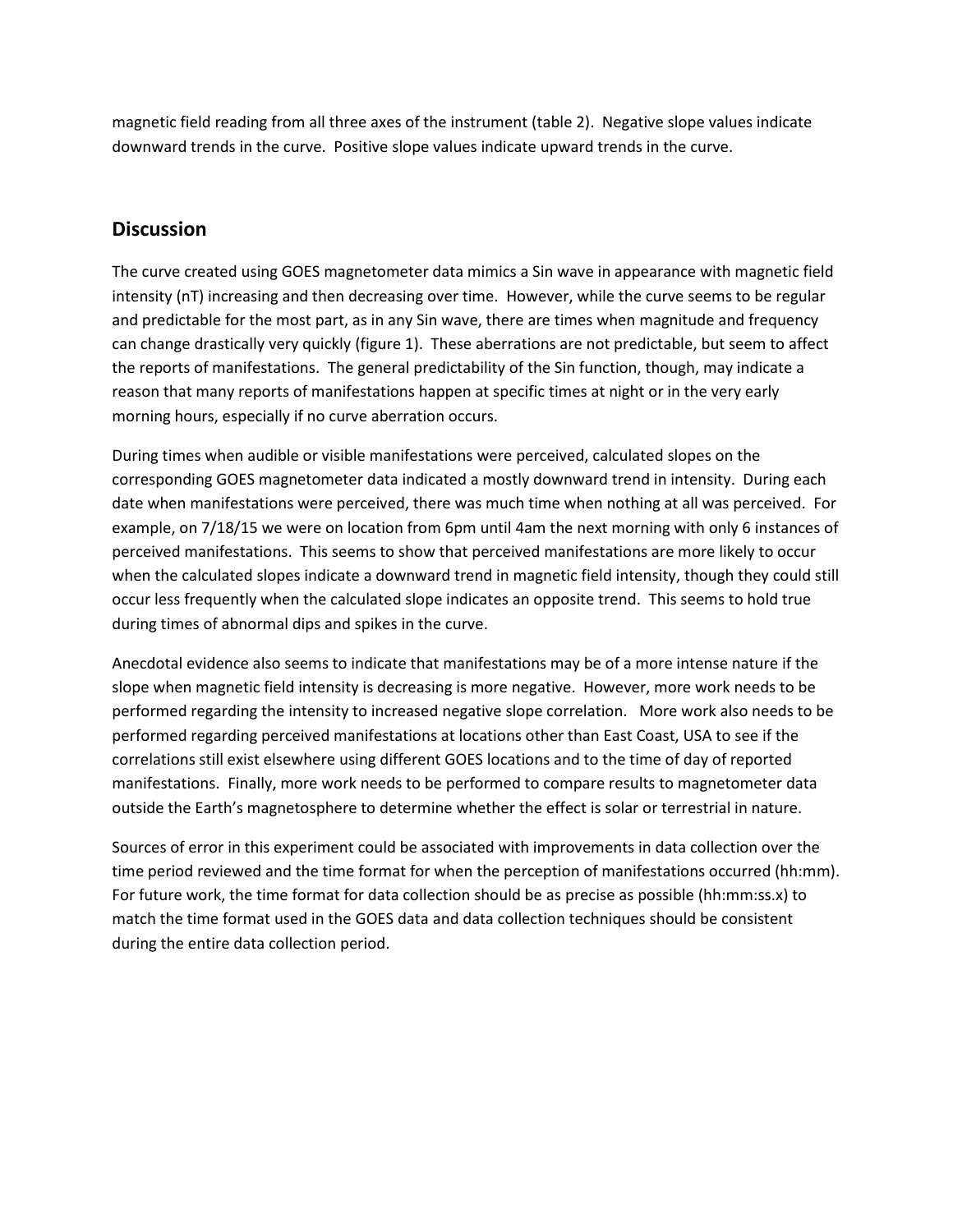magnetic field reading from all three axes of the instrument (table 2). Negative slope values indicate downward trends in the curve. Positive slope values indicate upward trends in the curve.

## Discussion

The curve created using GOES magnetometer data mimics a Sin wave in appearance with magnetic field intensity (nT) increasing and then decreasing over time. However, while the curve seems to be regular and predictable for the most part, as in any Sin wave, there are times when magnitude and frequency can change drastically very quickly (figure 1). These aberrations are not predictable, but seem to affect the reports of manifestations. The general predictability of the Sin function, though, may indicate a reason that many reports of manifestations happen at specific times at night or in the very early morning hours, especially if no curve aberration occurs.

During times when audible or visible manifestations were perceived, calculated slopes on the corresponding GOES magnetometer data indicated a mostly downward trend in intensity. During each date when manifestations were perceived, there was much time when nothing at all was perceived. For example, on 7/18/15 we were on location from 6pm until 4am the next morning with only 6 instances of perceived manifestations. This seems to show that perceived manifestations are more likely to occur when the calculated slopes indicate a downward trend in magnetic field intensity, though they could still occur less frequently when the calculated slope indicates an opposite trend. This seems to hold true during times of abnormal dips and spikes in the curve.

Anecdotal evidence also seems to indicate that manifestations may be of a more intense nature if the slope when magnetic field intensity is decreasing is more negative. However, more work needs to be performed regarding the intensity to increased negative slope correlation. More work also needs to be performed regarding perceived manifestations at locations other than East Coast, USA to see if the correlations still exist elsewhere using different GOES locations and to the time of day of reported manifestations. Finally, more work needs to be performed to compare results to magnetometer data outside the Earth's magnetosphere to determine whether the effect is solar or terrestrial in nature.

Sources of error in this experiment could be associated with improvements in data collection over the time period reviewed and the time format for when the perception of manifestations occurred (hh:mm). For future work, the time format for data collection should be as precise as possible (hh:mm:ss.x) to match the time format used in the GOES data and data collection techniques should be consistent during the entire data collection period.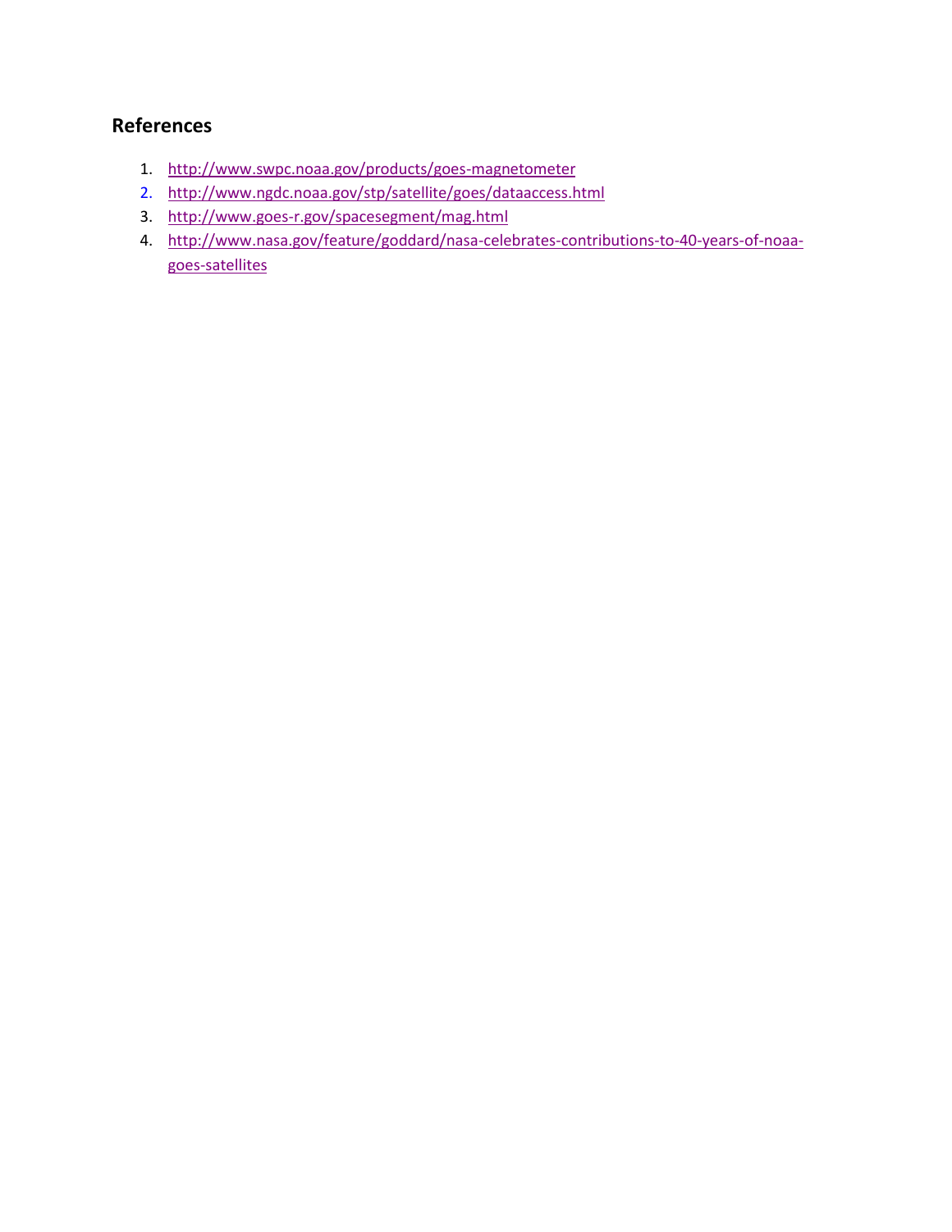## References

1. http://www.swpc.noaa.gov/products/goes-magnetometer
2. http://www.ngdc.noaa.gov/stp/satellite/goes/dataaccess.html
3. http://www.goes-r.gov/spacesegment/mag.html
4. http://www.nasa.gov/feature/goddard/nasa-celebrates-contributions-to-40-years-of-noaa-goes-satellites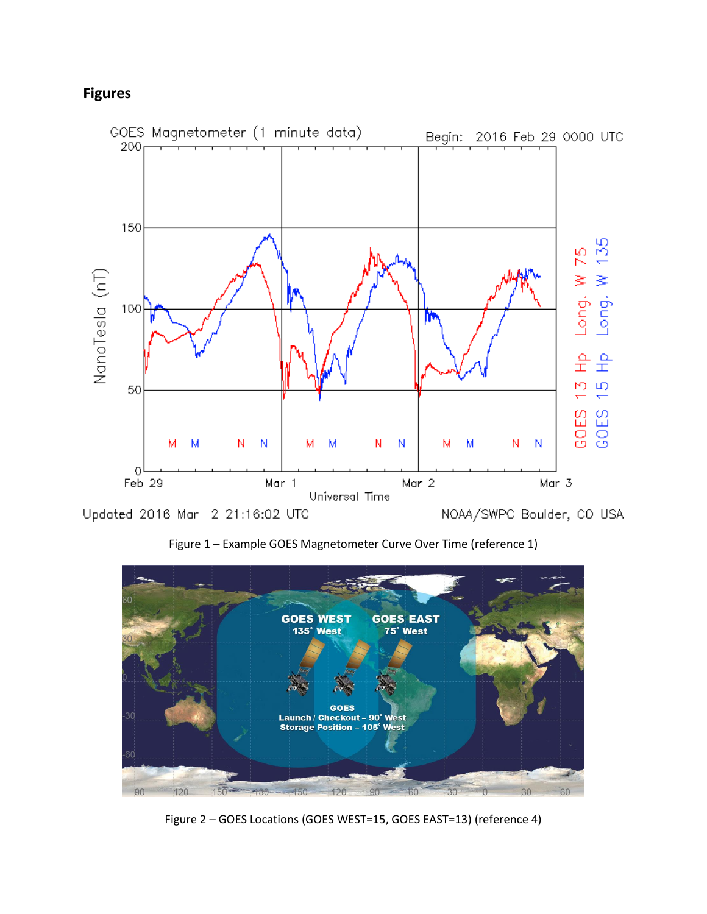## Figures

Figure 1 – Example GOES Magnetometer Curve Over Time (reference 1)

Figure 2 – GOES Locations (GOES WEST=15, GOES EAST=13) (reference 4)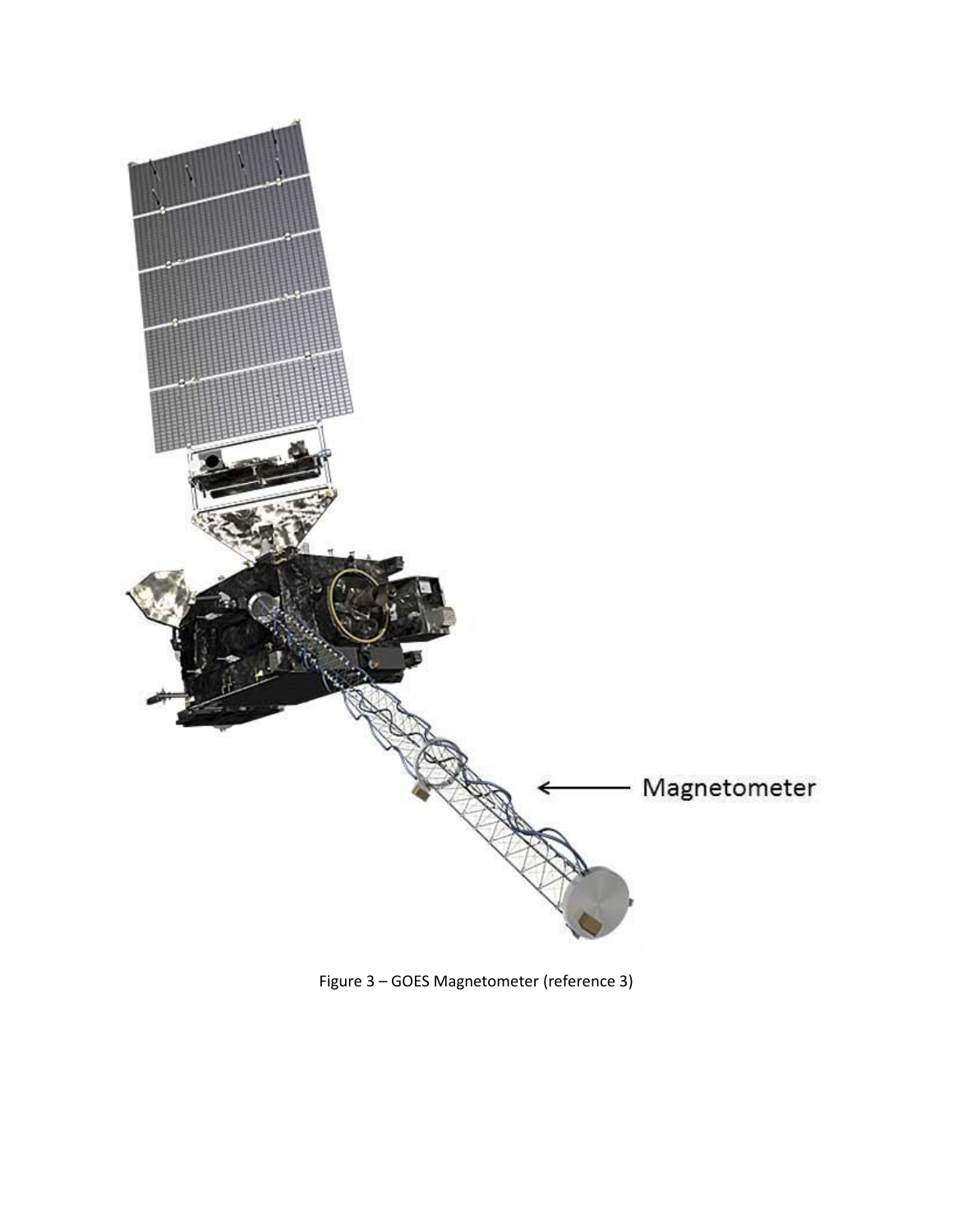Magnetometer

Figure 3 – GOES Magnetometer (reference 3)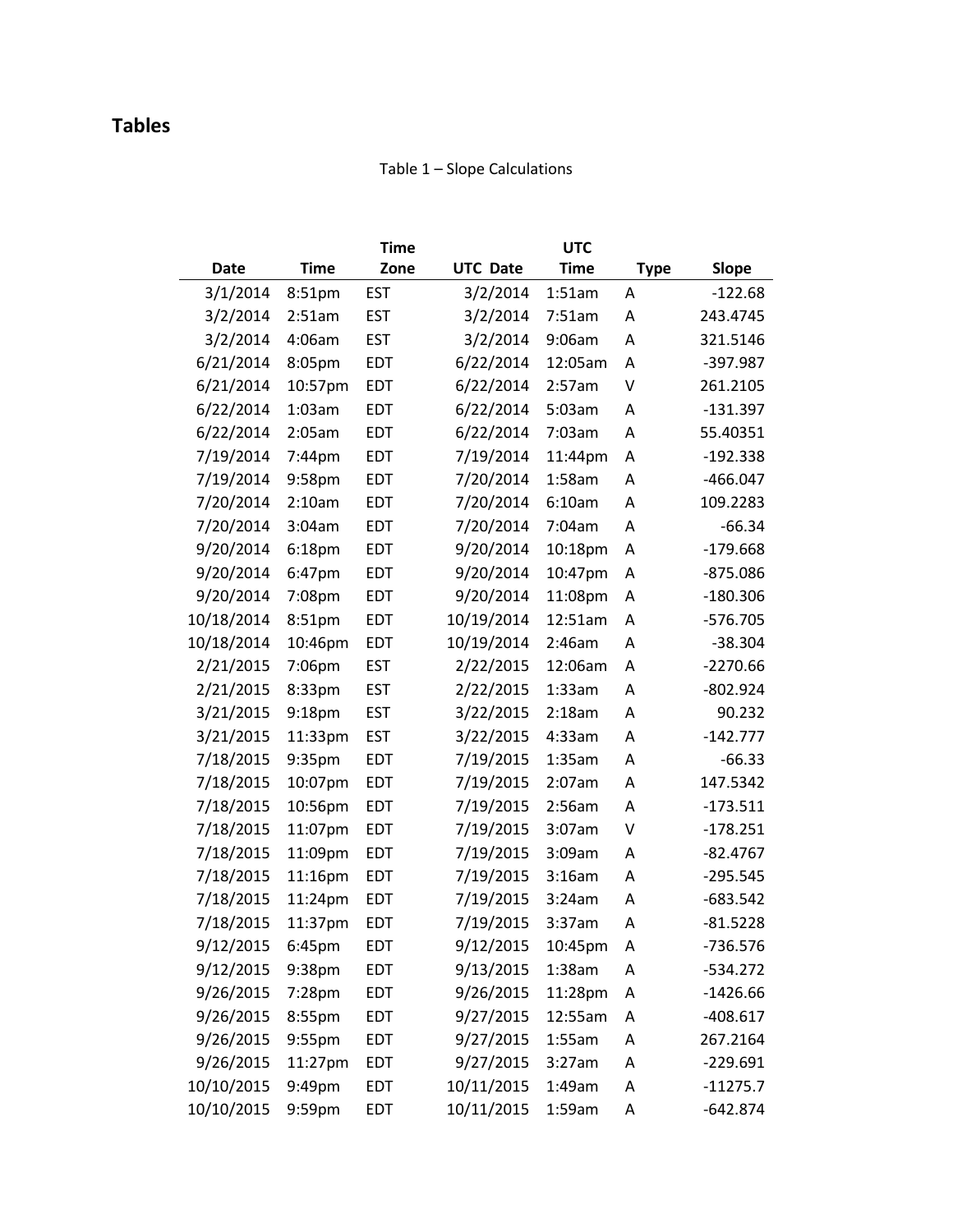## Tables

Table 1 – Slope Calculations

| Date | Time | Time Zone | UTC Date | UTC Time | Type | Slope |
|---|---|---|---|---|---|---|
| 3/1/2014 | 8:51pm | EST | 3/2/2014 | 1:51am | A | -122.68 |
| 3/2/2014 | 2:51am | EST | 3/2/2014 | 7:51am | A | 243.4745 |
| 3/2/2014 | 4:06am | EST | 3/2/2014 | 9:06am | A | 321.5146 |
| 6/21/2014 | 8:05pm | EDT | 6/22/2014 | 12:05am | A | -397.987 |
| 6/21/2014 | 10:57pm | EDT | 6/22/2014 | 2:57am | V | 261.2105 |
| 6/22/2014 | 1:03am | EDT | 6/22/2014 | 5:03am | A | -131.397 |
| 6/22/2014 | 2:05am | EDT | 6/22/2014 | 7:03am | A | 55.40351 |
| 7/19/2014 | 7:44pm | EDT | 7/19/2014 | 11:44pm | A | -192.338 |
| 7/19/2014 | 9:58pm | EDT | 7/20/2014 | 1:58am | A | -466.047 |
| 7/20/2014 | 2:10am | EDT | 7/20/2014 | 6:10am | A | 109.2283 |
| 7/20/2014 | 3:04am | EDT | 7/20/2014 | 7:04am | A | -66.34 |
| 9/20/2014 | 6:18pm | EDT | 9/20/2014 | 10:18pm | A | -179.668 |
| 9/20/2014 | 6:47pm | EDT | 9/20/2014 | 10:47pm | A | -875.086 |
| 9/20/2014 | 7:08pm | EDT | 9/20/2014 | 11:08pm | A | -180.306 |
| 10/18/2014 | 8:51pm | EDT | 10/19/2014 | 12:51am | A | -576.705 |
| 10/18/2014 | 10:46pm | EDT | 10/19/2014 | 2:46am | A | -38.304 |
| 2/21/2015 | 7:06pm | EST | 2/22/2015 | 12:06am | A | -2270.66 |
| 2/21/2015 | 8:33pm | EST | 2/22/2015 | 1:33am | A | -802.924 |
| 3/21/2015 | 9:18pm | EST | 3/22/2015 | 2:18am | A | 90.232 |
| 3/21/2015 | 11:33pm | EST | 3/22/2015 | 4:33am | A | -142.777 |
| 7/18/2015 | 9:35pm | EDT | 7/19/2015 | 1:35am | A | -66.33 |
| 7/18/2015 | 10:07pm | EDT | 7/19/2015 | 2:07am | A | 147.5342 |
| 7/18/2015 | 10:56pm | EDT | 7/19/2015 | 2:56am | A | -173.511 |
| 7/18/2015 | 11:07pm | EDT | 7/19/2015 | 3:07am | V | -178.251 |
| 7/18/2015 | 11:09pm | EDT | 7/19/2015 | 3:09am | A | -82.4767 |
| 7/18/2015 | 11:16pm | EDT | 7/19/2015 | 3:16am | A | -295.545 |
| 7/18/2015 | 11:24pm | EDT | 7/19/2015 | 3:24am | A | -683.542 |
| 7/18/2015 | 11:37pm | EDT | 7/19/2015 | 3:37am | A | -81.5228 |
| 9/12/2015 | 6:45pm | EDT | 9/12/2015 | 10:45pm | A | -736.576 |
| 9/12/2015 | 9:38pm | EDT | 9/13/2015 | 1:38am | A | -534.272 |
| 9/26/2015 | 7:28pm | EDT | 9/26/2015 | 11:28pm | A | -1426.66 |
| 9/26/2015 | 8:55pm | EDT | 9/27/2015 | 12:55am | A | -408.617 |
| 9/26/2015 | 9:55pm | EDT | 9/27/2015 | 1:55am | A | 267.2164 |
| 9/26/2015 | 11:27pm | EDT | 9/27/2015 | 3:27am | A | -229.691 |
| 10/10/2015 | 9:49pm | EDT | 10/11/2015 | 1:49am | A | -11275.7 |
| 10/10/2015 | 9:59pm | EDT | 10/11/2015 | 1:59am | A | -642.874 |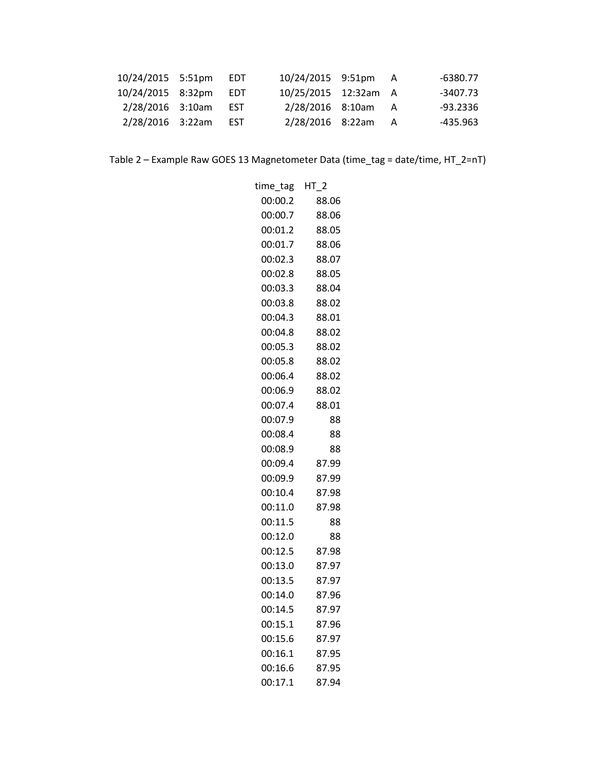| | | | | | | |
|---|---|---|---|---|---|---|
| 10/24/2015 | 5:51pm | EDT | 10/24/2015 | 9:51pm | A | -6380.77 |
| 10/24/2015 | 8:32pm | EDT | 10/25/2015 | 12:32am | A | -3407.73 |
| 2/28/2016 | 3:10am | EST | 2/28/2016 | 8:10am | A | -93.2336 |
| 2/28/2016 | 3:22am | EST | 2/28/2016 | 8:22am | A | -435.963 |

Table 2 – Example Raw GOES 13 Magnetometer Data (time_tag = date/time, HT_2=nT)

| time_tag | HT_2 |
|---|---|
| 00:00.2 | 88.06 |
| 00:00.7 | 88.06 |
| 00:01.2 | 88.05 |
| 00:01.7 | 88.06 |
| 00:02.3 | 88.07 |
| 00:02.8 | 88.05 |
| 00:03.3 | 88.04 |
| 00:03.8 | 88.02 |
| 00:04.3 | 88.01 |
| 00:04.8 | 88.02 |
| 00:05.3 | 88.02 |
| 00:05.8 | 88.02 |
| 00:06.4 | 88.02 |
| 00:06.9 | 88.02 |
| 00:07.4 | 88.01 |
| 00:07.9 | 88 |
| 00:08.4 | 88 |
| 00:08.9 | 88 |
| 00:09.4 | 87.99 |
| 00:09.9 | 87.99 |
| 00:10.4 | 87.98 |
| 00:11.0 | 87.98 |
| 00:11.5 | 88 |
| 00:12.0 | 88 |
| 00:12.5 | 87.98 |
| 00:13.0 | 87.97 |
| 00:13.5 | 87.97 |
| 00:14.0 | 87.96 |
| 00:14.5 | 87.97 |
| 00:15.1 | 87.96 |
| 00:15.6 | 87.97 |
| 00:16.1 | 87.95 |
| 00:16.6 | 87.95 |
| 00:17.1 | 87.94 |